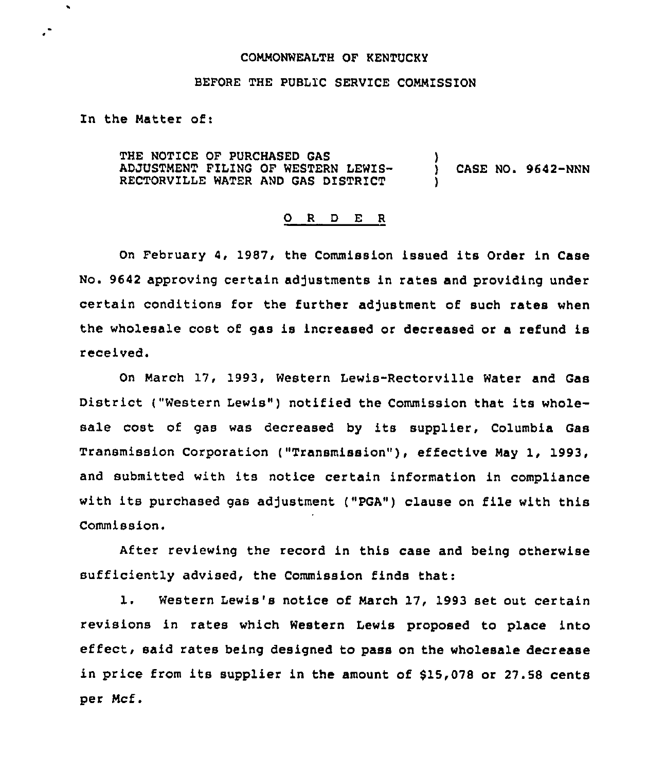COMMONWEALTH OF KENTUCKY

BEFORE THE PUBLIC SERVICE COMMISSION

In the Matter of:

THE NOTICE OF PURCHASED GAS ADJUSTMENT FILING OF WESTERN LEWIS-RECTORVILLE WATER AND GAS DISTRICT ) CASE NO. 9642-NNN

# O R D E R

On February 4, 1987, the Commission issued its Order in Case No. 9642 approving certain adjustments in rates and providing under certain conditions for the further adjustment of such rates when the wholesale cost of gas is increased or decreased or a refund is received.

On March 17, 1993, Western Lewis-Rectorville Water and Gas District ("Western Lewis") notified the Commission that its wholesale cost of gas was decreased by its supplier, Columbia Gas Transmission Corporation ("Transmission"), effective May 1, 1993, and submitted with its notice certain information in compliance with its purchased gas adjustment ("PGA") clause on file with this Commission.

After reviewing the record in this case and being otherwise sufficiently advised, the Commission finds that:

1. Western Lewis's notice of March 17, 1993 set out certain revisions in rates which Western Lewis proposed to place into effect, said rates being designed to pass on the wholesale decrease in price from its supplier in the amount of $15,078 or 27.58 cents per Mcf.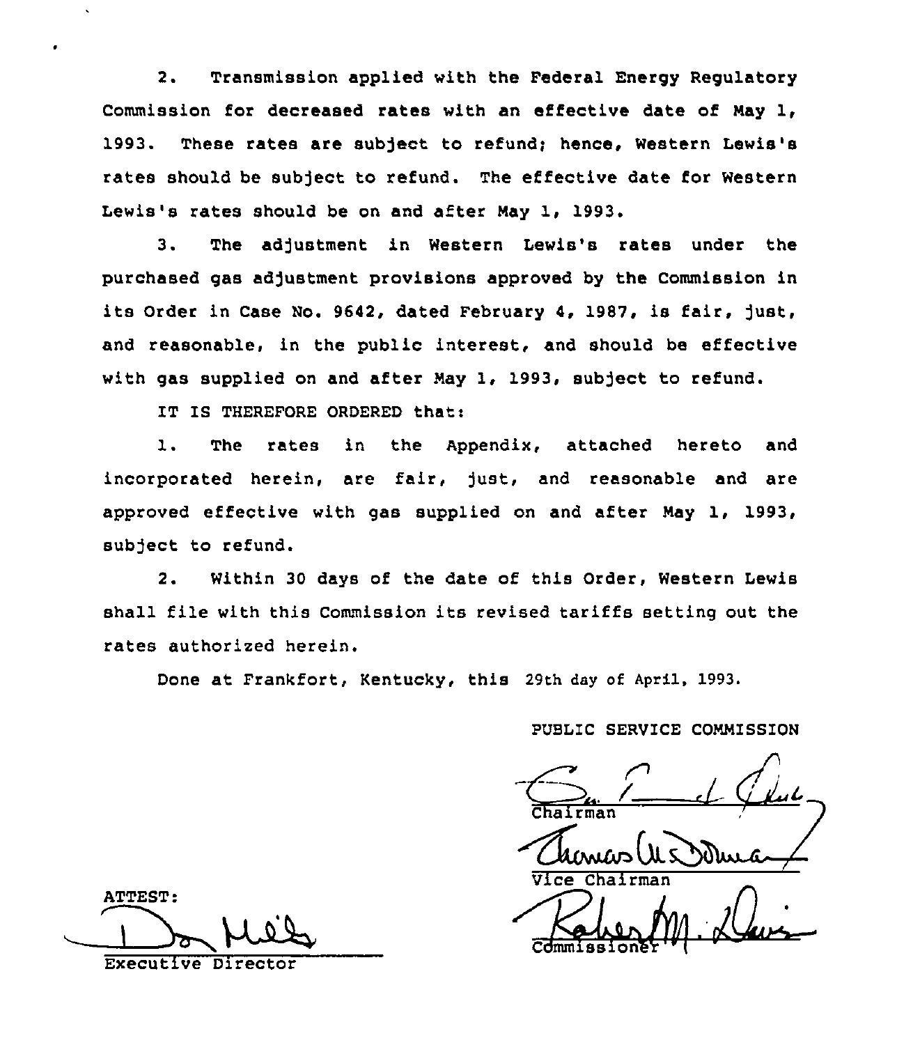2. Transmission applied with the Federal Energy Regulatory Commission for decreased rates with an effective date of May 1, 1993. These rates are subject to refund; hence, Western Lewis's rates should be subject to refund. The effective date for Western Lewis's rates should be on and after May 1, 1993.

3. The adjustment in Western Lewis's rates under the purchased gas adjustment provisions approved by the Commission in its Order in Case No. 9642, dated February 4, 1987, is fair, just, and reasonable, in the public interest, and should be effective with gas supplied on and after May 1, 1993, subject to refund.

IT IS THEREFORE ORDERED that:

1. The rates in the Appendix, attached hereto and incorporated herein, are fair, just, and reasonable and are approved effective with gas supplied on and after May 1, 1993, subject to refund.

2. Within 30 days of the date of this Order, Western Lewis shall file with this Commission its revised tariffs setting out the rates authorized herein.

Done at Frankfort, Kentucky, this 29th day of April, 1993.

PUBLIC SERVICE COMMISSION

Chairman

Vice Chairman

Commissioner

ATTEST:

Executive Director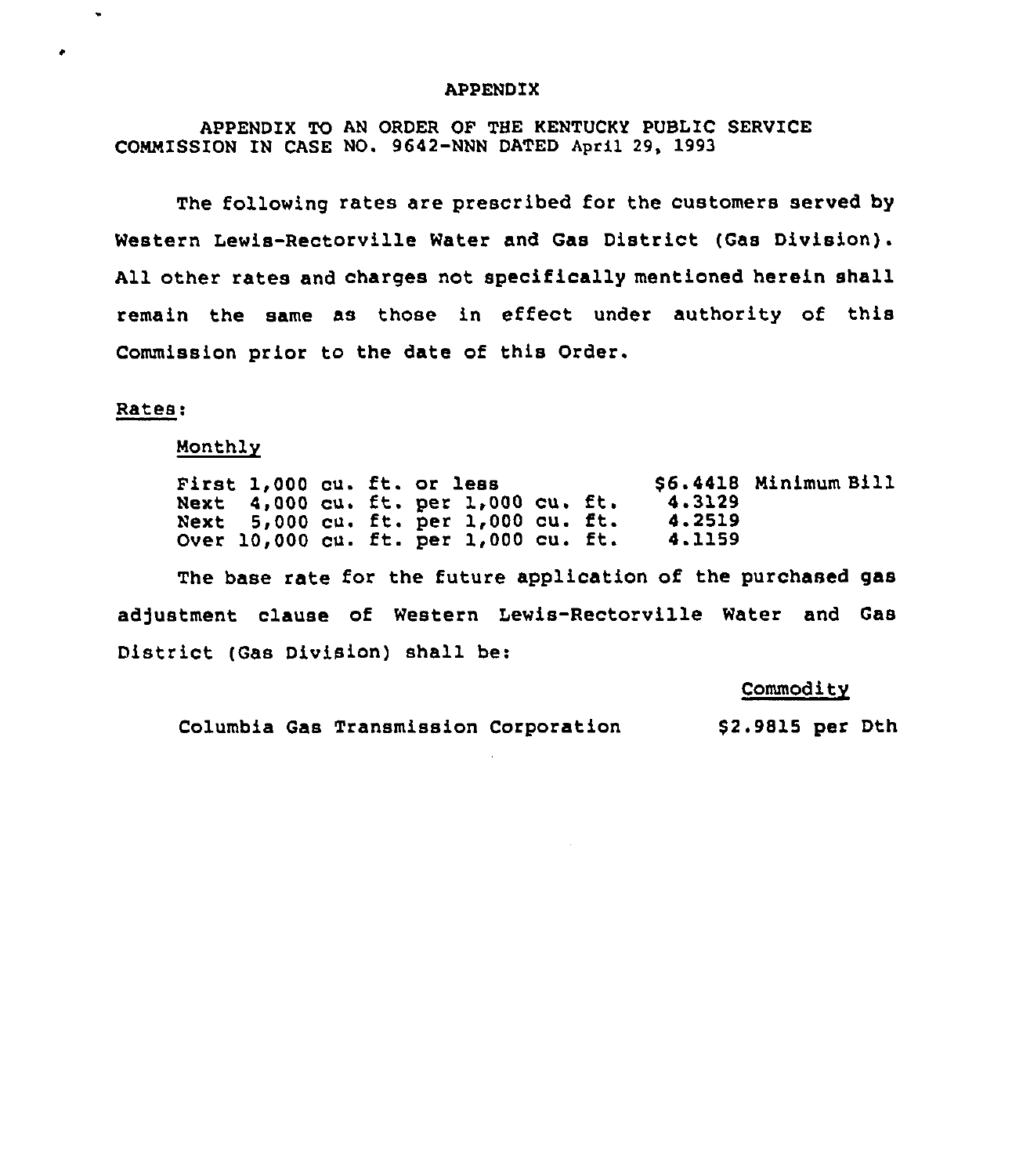# APPENDIX

APPENDIX TO AN ORDER OF THE KENTUCKY PUBLIC SERVICE COMMISSION IN CASE NO. 9642-NNN DATED April 29, 1993

The following rates are prescribed for the customers served by Western Lewis-Rectorville Water and Gas District (Gas Division). All other rates and charges not specifically mentioned herein shall remain the same as those in effect under authority of this Commission prior to the date of this Order.

Rates:

Monthly

| | | |
|---|---|---|
| First 1,000 cu. ft. or less | $6.4418 | Minimum Bill |
| Next 4,000 cu. ft. per 1,000 cu. ft. | 4.3129 | |
| Next 5,000 cu. ft. per 1,000 cu. ft. | 4.2519 | |
| Over 10,000 cu. ft. per 1,000 cu. ft. | 4.1159 | |

The base rate for the future application of the purchased gas adjustment clause of Western Lewis-Rectorville Water and Gas District (Gas Division) shall be:

| | Commodity |
|---|---|
| Columbia Gas Transmission Corporation | $2.9815 per Dth |